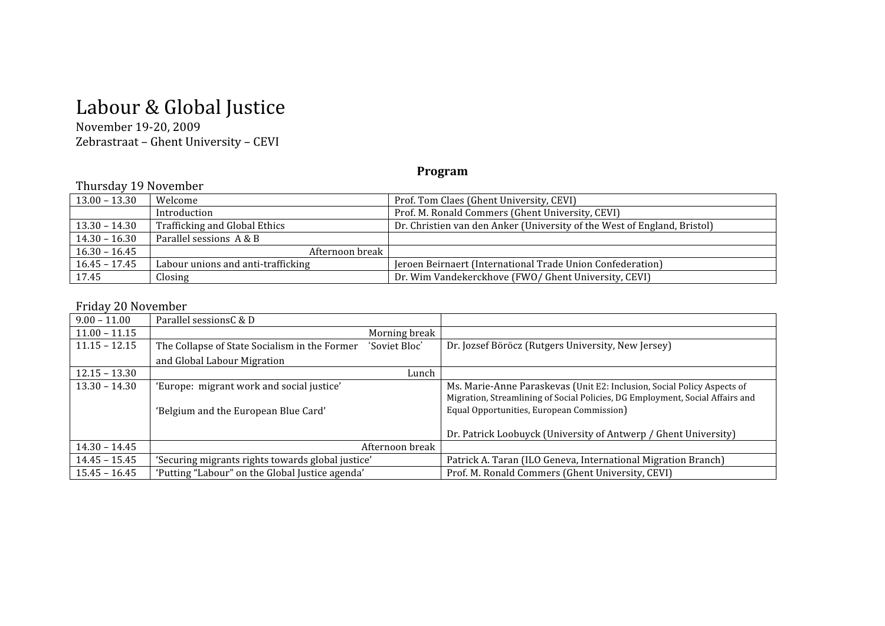# Labour & Global Justice

November 19-20, 2009

Zebrastraat – Ghent University – CEVI

**Program**

Thursday 19 November

| | | |
|---|---|---|
| 13.00 – 13.30 | Welcome | Prof. Tom Claes (Ghent University, CEVI) |
| | Introduction | Prof. M. Ronald Commers (Ghent University, CEVI) |
| 13.30 – 14.30 | Trafficking and Global Ethics | Dr. Christien van den Anker (University of the West of England, Bristol) |
| 14.30 – 16.30 | Parallel sessions A & B | |
| 16.30 – 16.45 | Afternoon break | |
| 16.45 – 17.45 | Labour unions and anti-trafficking | Jeroen Beirnaert (International Trade Union Confederation) |
| 17.45 | Closing | Dr. Wim Vandekerckhove (FWO/ Ghent University, CEVI) |

Friday 20 November

| | | |
|---|---|---|
| 9.00 – 11.00 | Parallel sessionsC & D | |
| 11.00 – 11.15 | Morning break | |
| 11.15 – 12.15 | The Collapse of State Socialism in the Former 'Soviet Bloc' and Global Labour Migration | Dr. Jozsef Böröcz (Rutgers University, New Jersey) |
| 12.15 – 13.30 | Lunch | |
| 13.30 – 14.30 | 'Europe: migrant work and social justice'<br><br>'Belgium and the European Blue Card' | Ms. Marie-Anne Paraskevas (Unit E2: Inclusion, Social Policy Aspects of Migration, Streamlining of Social Policies, DG Employment, Social Affairs and Equal Opportunities, European Commission)<br><br>Dr. Patrick Loobuyck (University of Antwerp / Ghent University) |
| 14.30 – 14.45 | Afternoon break | |
| 14.45 – 15.45 | 'Securing migrants rights towards global justice' | Patrick A. Taran (ILO Geneva, International Migration Branch) |
| 15.45 – 16.45 | 'Putting "Labour" on the Global Justice agenda' | Prof. M. Ronald Commers (Ghent University, CEVI) |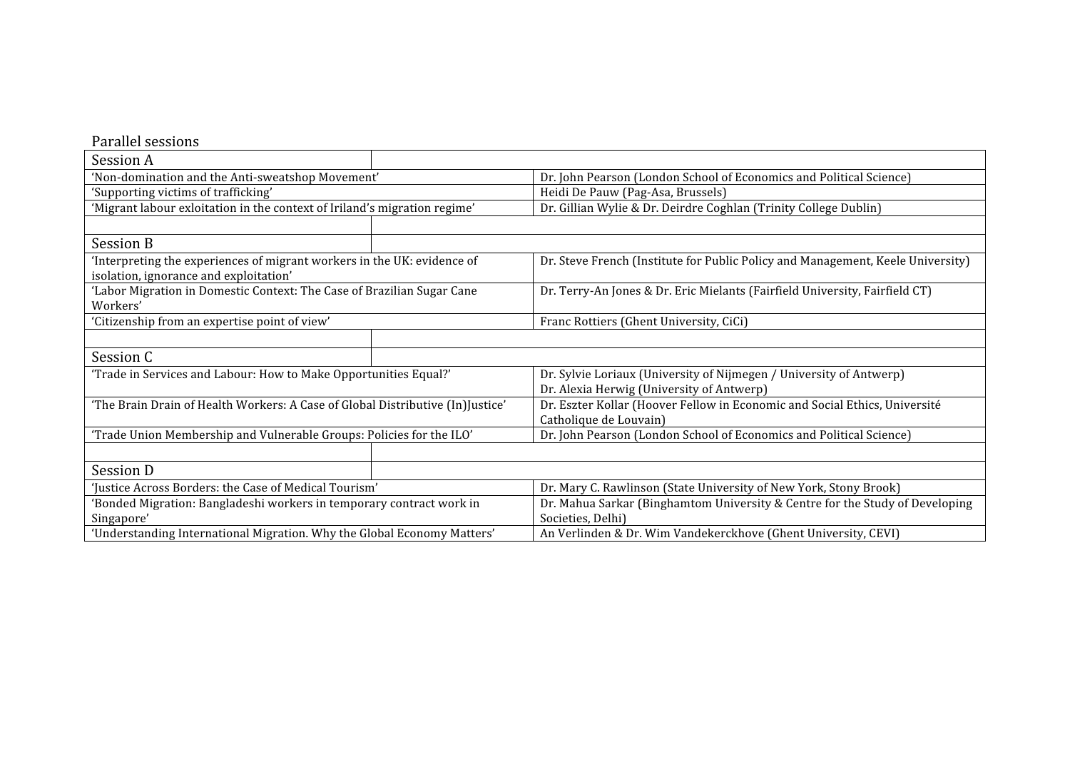Parallel sessions

| | |
|---|---|
| Session A | |
| 'Non-domination and the Anti-sweatshop Movement' | Dr. John Pearson (London School of Economics and Political Science) |
| 'Supporting victims of trafficking' | Heidi De Pauw (Pag-Asa, Brussels) |
| 'Migrant labour exloitation in the context of Iriland's migration regime' | Dr. Gillian Wylie & Dr. Deirdre Coghlan (Trinity College Dublin) |
| | |
| Session B | |
| 'Interpreting the experiences of migrant workers in the UK: evidence of isolation, ignorance and exploitation' | Dr. Steve French (Institute for Public Policy and Management, Keele University) |
| 'Labor Migration in Domestic Context: The Case of Brazilian Sugar Cane Workers' | Dr. Terry-An Jones & Dr. Eric Mielants (Fairfield University, Fairfield CT) |
| 'Citizenship from an expertise point of view' | Franc Rottiers (Ghent University, CiCi) |
| | |
| Session C | |
| 'Trade in Services and Labour: How to Make Opportunities Equal?' | Dr. Sylvie Loriaux (University of Nijmegen / University of Antwerp) Dr. Alexia Herwig (University of Antwerp) |
| 'The Brain Drain of Health Workers: A Case of Global Distributive (In)Justice' | Dr. Eszter Kollar (Hoover Fellow in Economic and Social Ethics, Université Catholique de Louvain) |
| 'Trade Union Membership and Vulnerable Groups: Policies for the ILO' | Dr. John Pearson (London School of Economics and Political Science) |
| | |
| Session D | |
| 'Justice Across Borders: the Case of Medical Tourism' | Dr. Mary C. Rawlinson (State University of New York, Stony Brook) |
| 'Bonded Migration: Bangladeshi workers in temporary contract work in Singapore' | Dr. Mahua Sarkar (Binghamtom University & Centre for the Study of Developing Societies, Delhi) |
| 'Understanding International Migration. Why the Global Economy Matters' | An Verlinden & Dr. Wim Vandekerckhove (Ghent University, CEVI) |